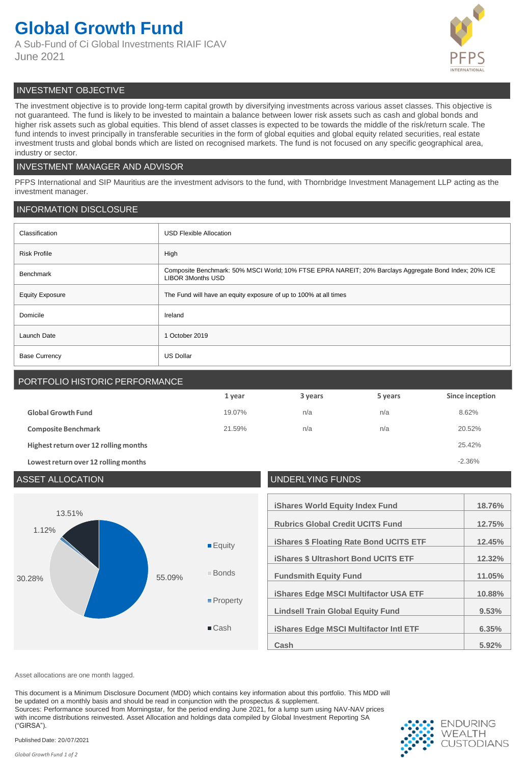# Global Growth Fund

A Sub-Fund of Ci Global Investments RIAIF ICAV
June 2021

PFPS INTERNATIONAL

## INVESTMENT OBJECTIVE

The investment objective is to provide long-term capital growth by diversifying investments across various asset classes. This objective is not guaranteed. The fund is likely to be invested to maintain a balance between lower risk assets such as cash and global bonds and higher risk assets such as global equities. This blend of asset classes is expected to be towards the middle of the risk/return scale. The fund intends to invest principally in transferable securities in the form of global equities and global equity related securities, real estate investment trusts and global bonds which are listed on recognised markets. The fund is not focused on any specific geographical area, industry or sector.

## INVESTMENT MANAGER AND ADVISOR

PFPS International and SIP Mauritius are the investment advisors to the fund, with Thornbridge Investment Management LLP acting as the investment manager.

## INFORMATION DISCLOSURE

| | |
|---|---|
| Classification | USD Flexible Allocation |
| Risk Profile | High |
| Benchmark | Composite Benchmark: 50% MSCI World; 10% FTSE EPRA NAREIT; 20% Barclays Aggregate Bond Index; 20% ICE LIBOR 3Months USD |
| Equity Exposure | The Fund will have an equity exposure of up to 100% at all times |
| Domicile | Ireland |
| Launch Date | 1 October 2019 |
| Base Currency | US Dollar |

## PORTFOLIO HISTORIC PERFORMANCE

| | 1 year | 3 years | 5 years | Since inception |
|---|---|---|---|---|
| **Global Growth Fund** | 19.07% | n/a | n/a | 8.62% |
| **Composite Benchmark** | 21.59% | n/a | n/a | 20.52% |
| **Highest return over 12 rolling months** | | | | 25.42% |
| **Lowest return over 12 rolling months** | | | | -2.36% |

## ASSET ALLOCATION

| Asset | Allocation |
|---|---|
| Equity | 55.09% |
| Bonds | 30.28% |
| Property | 1.12% |
| Cash | 13.51% |

## UNDERLYING FUNDS

| Fund | Weight |
|---|---|
| iShares World Equity Index Fund | 18.76% |
| Rubrics Global Credit UCITS Fund | 12.75% |
| iShares $ Floating Rate Bond UCITS ETF | 12.45% |
| iShares $ Ultrashort Bond UCITS ETF | 12.32% |
| Fundsmith Equity Fund | 11.05% |
| iShares Edge MSCI Multifactor USA ETF | 10.88% |
| Lindsell Train Global Equity Fund | 9.53% |
| iShares Edge MSCI Multifactor Intl ETF | 6.35% |
| Cash | 5.92% |

Asset allocations are one month lagged.

This document is a Minimum Disclosure Document (MDD) which contains key information about this portfolio. This MDD will be updated on a monthly basis and should be read in conjunction with the prospectus & supplement.
Sources: Performance sourced from Morningstar, for the period ending June 2021, for a lump sum using NAV-NAV prices with income distributions reinvested. Asset Allocation and holdings data compiled by Global Investment Reporting SA ("GIRSA").

Published Date: 20/07/2021

ENDURING WEALTH CUSTODIANS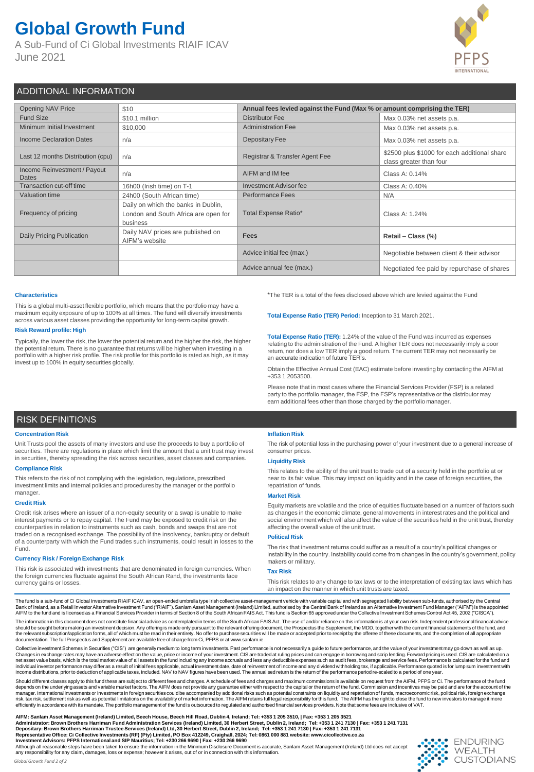# Global Growth Fund

A Sub-Fund of Ci Global Investments RIAIF ICAV
June 2021

## ADDITIONAL INFORMATION

| | | | |
|---|---|---|---|
| Opening NAV Price | $10 | **Annual fees levied against the Fund (Max % or amount comprising the TER)** | |
| Fund Size | $10.1 million | Distributor Fee | Max 0.03% net assets p.a. |
| Minimum Initial Investment | $10,000 | Administration Fee | Max 0.03% net assets p.a. |
| Income Declaration Dates | n/a | Depositary Fee | Max 0.03% net assets p.a. |
| Last 12 months Distribution (cpu) | n/a | Registrar & Transfer Agent Fee | $2500 plus $1000 for each additional share class greater than four |
| Income Reinvestment / Payout Dates | n/a | AIFM and IM fee | Class A: 0.14% |
| Transaction cut-off time | 16h00 (Irish time) on T-1 | Investment Advisor fee | Class A: 0.40% |
| Valuation time | 24h00 (South African time) | Performance Fees | N/A |
| Frequency of pricing | Daily on which the banks in Dublin, London and South Africa are open for business | Total Expense Ratio* | Class A: 1.24% |
| Daily Pricing Publication | Daily NAV prices are published on AIFM's website | **Fees** | **Retail – Class (%)** |
| | | Advice initial fee (max.) | Negotiable between client & their advisor |
| | | Advice annual fee (max.) | Negotiated fee paid by repurchase of shares |

### Characteristics

This is a global multi-asset flexible portfolio, which means that the portfolio may have a maximum equity exposure of up to 100% at all times. The fund will diversify investments across various asset classes providing the opportunity for long-term capital growth.

### Risk Reward profile: High

Typically, the lower the risk, the lower the potential return and the higher the risk, the higher the potential return. There is no guarantee that returns will be higher when investing in a portfolio with a higher risk profile. The risk profile for this portfolio is rated as high, as it may invest up to 100% in equity securities globally.

*The TER is a total of the fees disclosed above which are levied against the Fund

**Total Expense Ratio (TER) Period:** Inception to 31 March 2021.

**Total Expense Ratio (TER):** 1.24% of the value of the Fund was incurred as expenses relating to the administration of the Fund. A higher TER does not necessarily imply a poor return, nor does a low TER imply a good return. The current TER may not necessarily be an accurate indication of future TER's.

Obtain the Effective Annual Cost (EAC) estimate before investing by contacting the AIFM at +353 1 2053500.

Please note that in most cases where the Financial Services Provider (FSP) is a related party to the portfolio manager, the FSP, the FSP's representative or the distributor may earn additional fees other than those charged by the portfolio manager.

## RISK DEFINITIONS

### Concentration Risk

Unit Trusts pool the assets of many investors and use the proceeds to buy a portfolio of securities. There are regulations in place which limit the amount that a unit trust may invest in securities, thereby spreading the risk across securities, asset classes and companies.

### Compliance Risk

This refers to the risk of not complying with the legislation, regulations, prescribed investment limits and internal policies and procedures by the manager or the portfolio manager.

### Credit Risk

Credit risk arises where an issuer of a non-equity security or a swap is unable to make interest payments or to repay capital. The Fund may be exposed to credit risk on the counterparties in relation to instruments such as cash, bonds and swaps that are not traded on a recognised exchange. The possibility of the insolvency, bankruptcy or default of a counterparty with which the Fund trades such instruments, could result in losses to the Fund.

### Currency Risk / Foreign Exchange Risk

This risk is associated with investments that are denominated in foreign currencies. When the foreign currencies fluctuate against the South African Rand, the investments face currency gains or losses.

### Inflation Risk

The risk of potential loss in the purchasing power of your investment due to a general increase of consumer prices.

### Liquidity Risk

This relates to the ability of the unit trust to trade out of a security held in the portfolio at or near to its fair value. This may impact on liquidity and in the case of foreign securities, the repatriation of funds.

### Market Risk

Equity markets are volatile and the price of equities fluctuate based on a number of factors such as changes in the economic climate, general movements in interest rates and the political and social environment which will also affect the value of the securities held in the unit trust, thereby affecting the overall value of the unit trust.

### Political Risk

The risk that investment returns could suffer as a result of a country's political changes or instability in the country. Instability could come from changes in the country's government, policy makers or military.

### Tax Risk

This risk relates to any change to tax laws or to the interpretation of existing tax laws which has an impact on the manner in which unit trusts are taxed.

The fund is a sub-fund of Ci Global Investments RIAIF ICAV, an open-ended umbrella type Irish collective asset-management vehicle with variable capital and with segregated liability between sub-funds, authorised by the Central Bank of Ireland, as a Retail Investor Alternative Investment Fund ("RIAIF"). Sanlam Asset Management (Ireland) Limited, authorised by the Central Bank of Ireland as an Alternative Investment Fund Manager ("AIFM") is the appointed AIFM to the fund and is licensed as a Financial Services Provider in terms of Section 8 of the South African FAIS Act. This fund is Section 65 approved under the Collective Investment Schemes Control Act 45, 2002 ("CISCA").

The information in this document does not constitute financial advice as contemplated in terms of the South African FAIS Act. The use of and/or reliance on this information is at your own risk. Independent professional financial advice should be sought before making an investment decision. Any offering is made only pursuant to the relevant offering document, the Prospectus the Supplement, the MDD, together with the current financial statements of the fund, and the relevant subscription/application forms, all of which must be read in their entirety. No offer to purchase securities will be made or accepted prior to receipt by the offeree of these documents, and the completion of all appropriate documentation. The full Prospectus and Supplement are available free of charge from Ci, PFPS or at www.sanlam.ie .

Collective investment Schemes in Securities ("CIS") are generally medium to long term investments. Past performance is not necessarily a guide to future performance, and the value of your investment may go down as well as up. Changes in exchange rates may have an adverse effect on the value, price or income of your investment. CIS are traded at ruling prices and can engage in borrowing and scrip lending. Forward pricing is used. CIS are calculated on a net asset value basis, which is the total market value of all assets in the fund including any income accruals and less any deductible expenses such as audit fees, brokerage and service fees. Performance is calculated for the fund and individual investor performance may differ as a result of initial fees applicable, actual investment date, date of reinvestment of income and any dividend withholding tax, if applicable. Performance quoted is for lump sum investment with income distributions, prior to deduction of applicable taxes, included. NAV to NAV figures have been used. The annualised return is the return of the performance period re-scaled to a period of one year.

Should different classes apply to this fund these are subject to different fees and charges. A schedule of fees and charges and maximum commissions is available on request from the AIFM, PFPS or Ci. The performance of the fund depends on the underlying assets and variable market factors. The AIFM does not provide any guarantee either with respect to the capital or the return of the fund. Commission and incentives may be paid and are for the account of the manager. International investments or investments in foreign securities could be accompanied by additional risks such as potential constraints on liquidity and repatriation of funds, macroeconomic risk, political risk, foreign exchange risk, tax risk, settlement risk as well as potential limitations on the availability of market information. The AIFM retains full legal responsibility for this fund. The AIFM has the right to close the fund to new investors to manage it more efficiently in accordance with its mandate. The portfolio management of the fund is outsourced to regulated and authorised financial services providers. Note that some fees are inclusive of VAT.

**AIFM: Sanlam Asset Management (Ireland) Limited, Beech House, Beech Hill Road, Dublin 4, Ireland; Tel: +353 1 205 3510, | Fax: +353 1 205 3521**
**Administrator: Brown Brothers Harriman Fund Administration Services (Ireland) Limited, 30 Herbert Street, Dublin 2, Ireland; Tel: +353 1 241 7130 | Fax: +353 1 241 7131**
**Depositary: Brown Brothers Harriman Trustee Services (Ireland) Ltd, 30 Herbert Street, Dublin 2, Ireland; Tel: +353 1 241 7130 | Fax: +353 1 241 7131**
**Representative Office: Ci Collective Investments (RF) (Pty) Limited, PO Box 412249, Craighall, 2024; Tel: 0861 000 881 website: www.cicollective.co.za**
**Investment Advisors: PFPS International and SIP Mauritius; Tel: +230 266 9690 | Fax: +230 266 9690**
Although all reasonable steps have been taken to ensure the information in the Minimum Disclosure Document is accurate, Sanlam Asset Management (Ireland) Ltd does not accept any responsibility for any claim, damages, loss or expense; however it arises, out of or in connection with this information.

ENDURING WEALTH CUSTODIANS